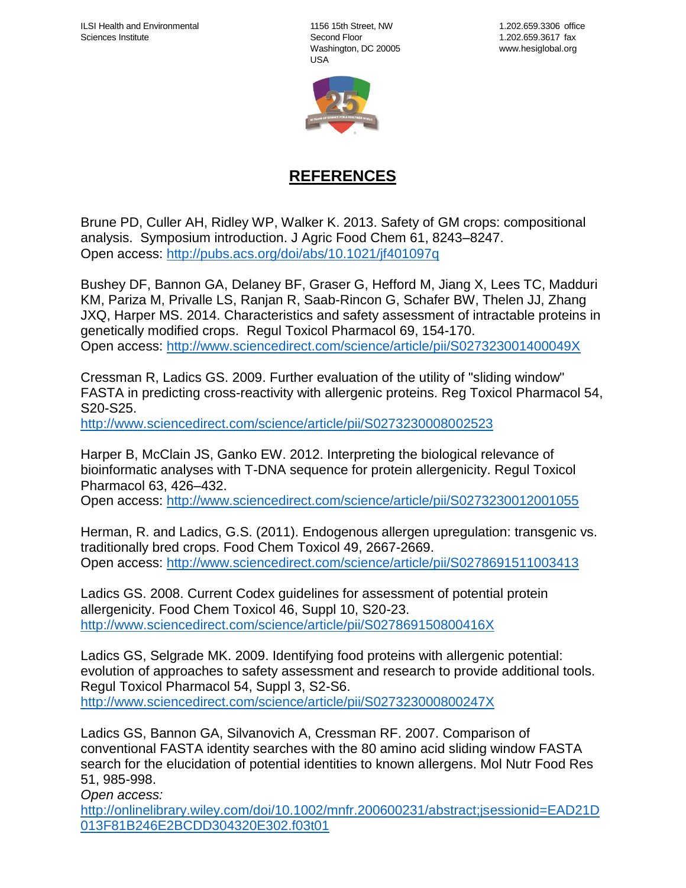ILSI Health and Environmental Sciences Institute

1156 15th Street, NW
Second Floor
Washington, DC 20005
USA

1.202.659.3306 office
1.202.659.3617 fax
www.hesiglobal.org

# REFERENCES

Brune PD, Culler AH, Ridley WP, Walker K. 2013. Safety of GM crops: compositional analysis. Symposium introduction. J Agric Food Chem 61, 8243–8247.
Open access: http://pubs.acs.org/doi/abs/10.1021/jf401097q

Bushey DF, Bannon GA, Delaney BF, Graser G, Hefford M, Jiang X, Lees TC, Madduri KM, Pariza M, Privalle LS, Ranjan R, Saab-Rincon G, Schafer BW, Thelen JJ, Zhang JXQ, Harper MS. 2014. Characteristics and safety assessment of intractable proteins in genetically modified crops. Regul Toxicol Pharmacol 69, 154-170.
Open access: http://www.sciencedirect.com/science/article/pii/S027323001400049X

Cressman R, Ladics GS. 2009. Further evaluation of the utility of "sliding window" FASTA in predicting cross-reactivity with allergenic proteins. Reg Toxicol Pharmacol 54, S20-S25.
http://www.sciencedirect.com/science/article/pii/S0273230008002523

Harper B, McClain JS, Ganko EW. 2012. Interpreting the biological relevance of bioinformatic analyses with T-DNA sequence for protein allergenicity. Regul Toxicol Pharmacol 63, 426–432.
Open access: http://www.sciencedirect.com/science/article/pii/S0273230012001055

Herman, R. and Ladics, G.S. (2011). Endogenous allergen upregulation: transgenic vs. traditionally bred crops. Food Chem Toxicol 49, 2667-2669.
Open access: http://www.sciencedirect.com/science/article/pii/S0278691511003413

Ladics GS. 2008. Current Codex guidelines for assessment of potential protein allergenicity. Food Chem Toxicol 46, Suppl 10, S20-23.
http://www.sciencedirect.com/science/article/pii/S027869150800416X

Ladics GS, Selgrade MK. 2009. Identifying food proteins with allergenic potential: evolution of approaches to safety assessment and research to provide additional tools. Regul Toxicol Pharmacol 54, Suppl 3, S2-S6.
http://www.sciencedirect.com/science/article/pii/S027323000800247X

Ladics GS, Bannon GA, Silvanovich A, Cressman RF. 2007. Comparison of conventional FASTA identity searches with the 80 amino acid sliding window FASTA search for the elucidation of potential identities to known allergens. Mol Nutr Food Res 51, 985-998.
*Open access:*
http://onlinelibrary.wiley.com/doi/10.1002/mnfr.200600231/abstract;jsessionid=EAD21D013F81B246E2BCDD304320E302.f03t01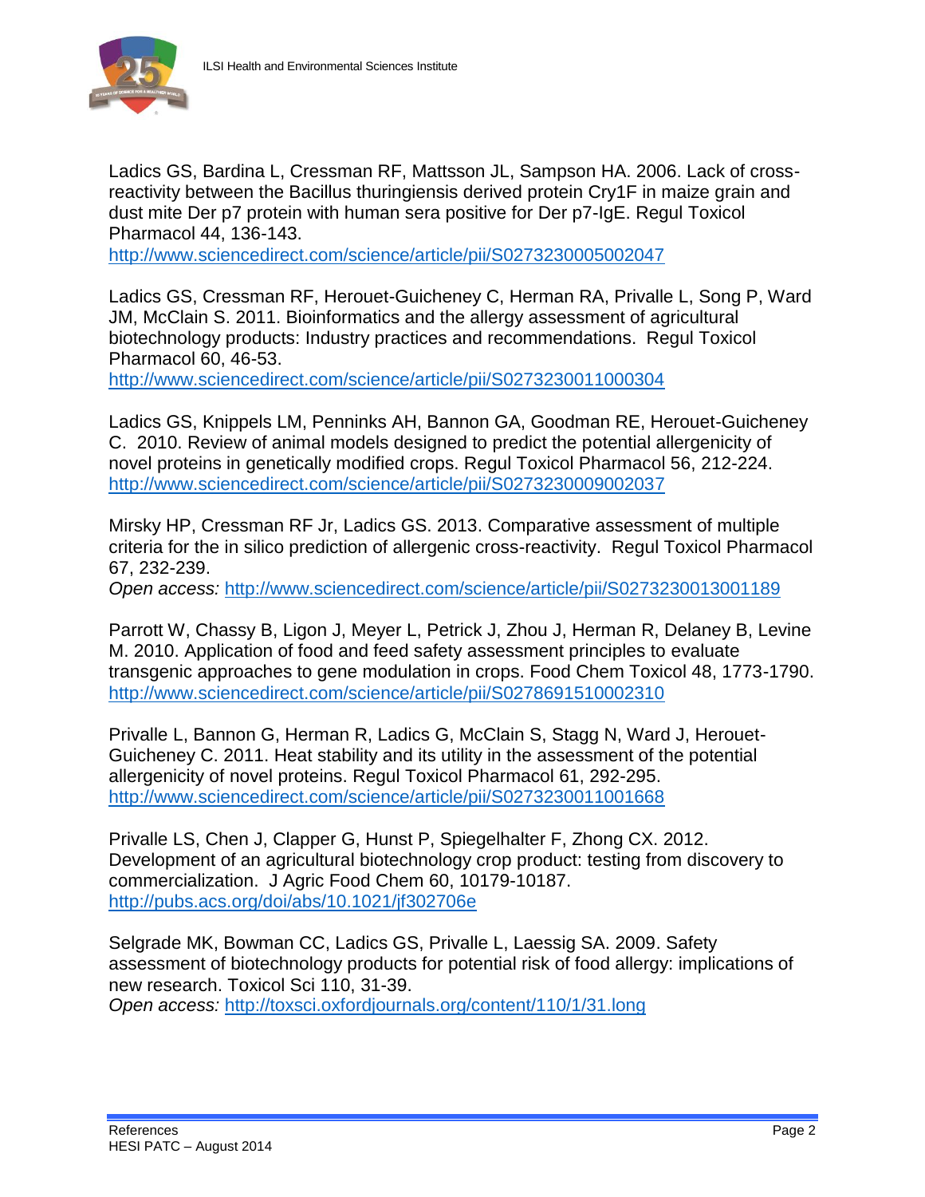Ladics GS, Bardina L, Cressman RF, Mattsson JL, Sampson HA. 2006. Lack of cross-reactivity between the Bacillus thuringiensis derived protein Cry1F in maize grain and dust mite Der p7 protein with human sera positive for Der p7-IgE. Regul Toxicol Pharmacol 44, 136-143.
http://www.sciencedirect.com/science/article/pii/S0273230005002047

Ladics GS, Cressman RF, Herouet-Guicheney C, Herman RA, Privalle L, Song P, Ward JM, McClain S. 2011. Bioinformatics and the allergy assessment of agricultural biotechnology products: Industry practices and recommendations. Regul Toxicol Pharmacol 60, 46-53.
http://www.sciencedirect.com/science/article/pii/S0273230011000304

Ladics GS, Knippels LM, Penninks AH, Bannon GA, Goodman RE, Herouet-Guicheney C. 2010. Review of animal models designed to predict the potential allergenicity of novel proteins in genetically modified crops. Regul Toxicol Pharmacol 56, 212-224.
http://www.sciencedirect.com/science/article/pii/S0273230009002037

Mirsky HP, Cressman RF Jr, Ladics GS. 2013. Comparative assessment of multiple criteria for the in silico prediction of allergenic cross-reactivity. Regul Toxicol Pharmacol 67, 232-239.
*Open access:* http://www.sciencedirect.com/science/article/pii/S0273230013001189

Parrott W, Chassy B, Ligon J, Meyer L, Petrick J, Zhou J, Herman R, Delaney B, Levine M. 2010. Application of food and feed safety assessment principles to evaluate transgenic approaches to gene modulation in crops. Food Chem Toxicol 48, 1773-1790.
http://www.sciencedirect.com/science/article/pii/S0278691510002310

Privalle L, Bannon G, Herman R, Ladics G, McClain S, Stagg N, Ward J, Herouet-Guicheney C. 2011. Heat stability and its utility in the assessment of the potential allergenicity of novel proteins. Regul Toxicol Pharmacol 61, 292-295.
http://www.sciencedirect.com/science/article/pii/S0273230011001668

Privalle LS, Chen J, Clapper G, Hunst P, Spiegelhalter F, Zhong CX. 2012. Development of an agricultural biotechnology crop product: testing from discovery to commercialization. J Agric Food Chem 60, 10179-10187.
http://pubs.acs.org/doi/abs/10.1021/jf302706e

Selgrade MK, Bowman CC, Ladics GS, Privalle L, Laessig SA. 2009. Safety assessment of biotechnology products for potential risk of food allergy: implications of new research. Toxicol Sci 110, 31-39.
*Open access:* http://toxsci.oxfordjournals.org/content/110/1/31.long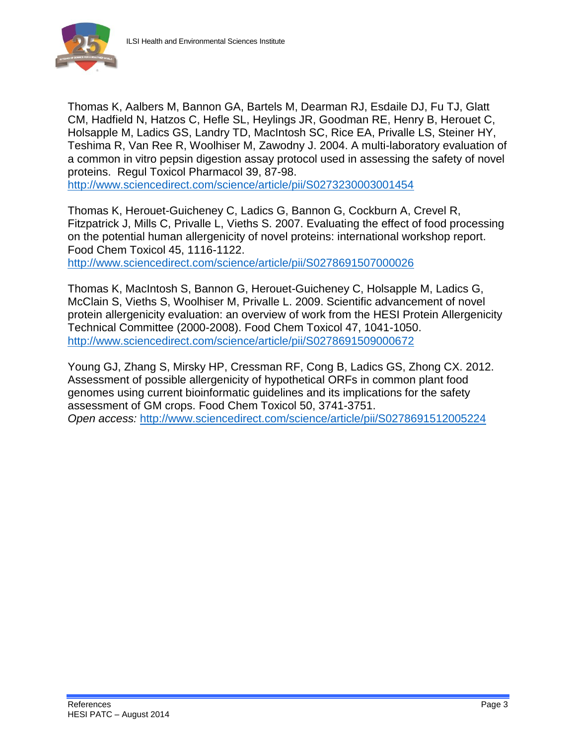Thomas K, Aalbers M, Bannon GA, Bartels M, Dearman RJ, Esdaile DJ, Fu TJ, Glatt CM, Hadfield N, Hatzos C, Hefle SL, Heylings JR, Goodman RE, Henry B, Herouet C, Holsapple M, Ladics GS, Landry TD, MacIntosh SC, Rice EA, Privalle LS, Steiner HY, Teshima R, Van Ree R, Woolhiser M, Zawodny J. 2004. A multi-laboratory evaluation of a common in vitro pepsin digestion assay protocol used in assessing the safety of novel proteins. Regul Toxicol Pharmacol 39, 87-98.
http://www.sciencedirect.com/science/article/pii/S0273230003001454

Thomas K, Herouet-Guicheney C, Ladics G, Bannon G, Cockburn A, Crevel R, Fitzpatrick J, Mills C, Privalle L, Vieths S. 2007. Evaluating the effect of food processing on the potential human allergenicity of novel proteins: international workshop report. Food Chem Toxicol 45, 1116-1122.
http://www.sciencedirect.com/science/article/pii/S0278691507000026

Thomas K, MacIntosh S, Bannon G, Herouet-Guicheney C, Holsapple M, Ladics G, McClain S, Vieths S, Woolhiser M, Privalle L. 2009. Scientific advancement of novel protein allergenicity evaluation: an overview of work from the HESI Protein Allergenicity Technical Committee (2000-2008). Food Chem Toxicol 47, 1041-1050.
http://www.sciencedirect.com/science/article/pii/S0278691509000672

Young GJ, Zhang S, Mirsky HP, Cressman RF, Cong B, Ladics GS, Zhong CX. 2012. Assessment of possible allergenicity of hypothetical ORFs in common plant food genomes using current bioinformatic guidelines and its implications for the safety assessment of GM crops. Food Chem Toxicol 50, 3741-3751.
*Open access:* http://www.sciencedirect.com/science/article/pii/S0278691512005224